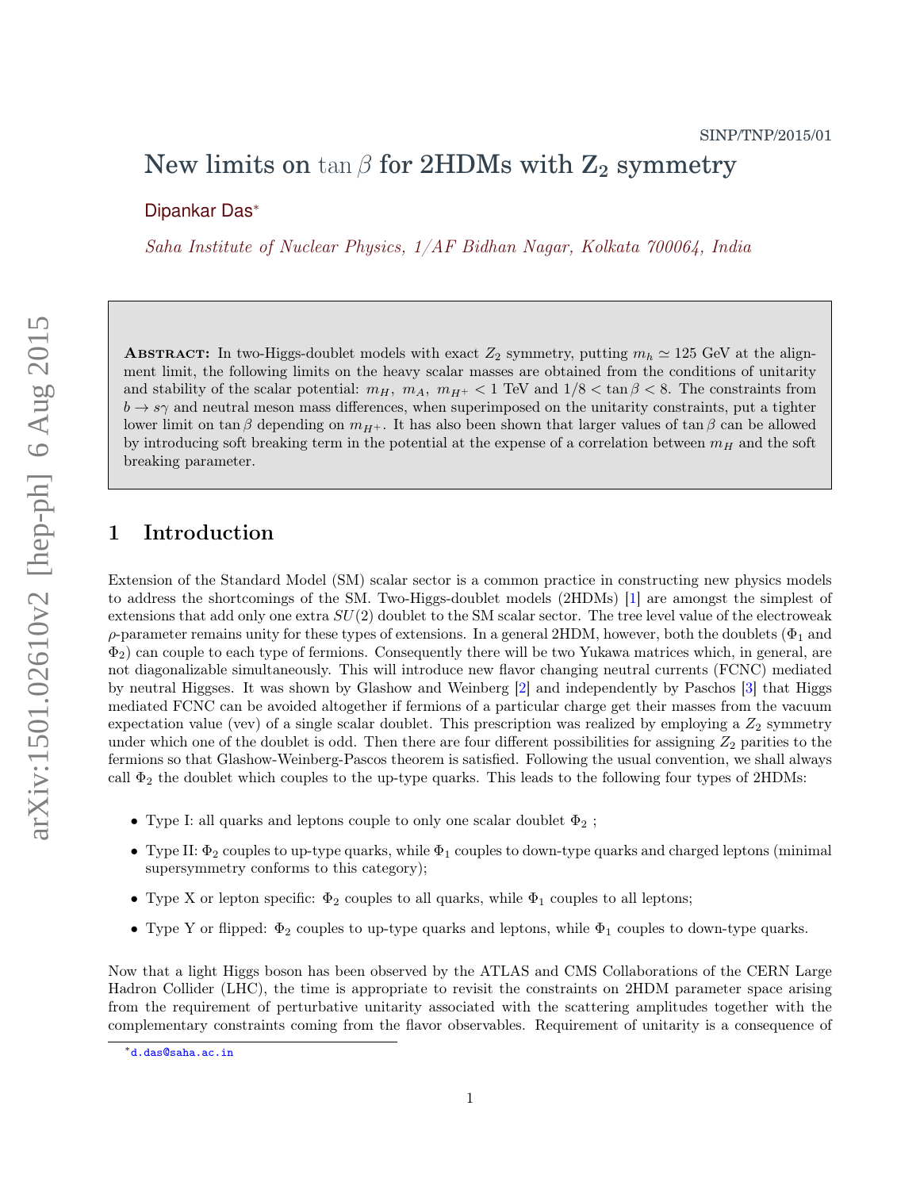SINP/TNP/2015/01

# New limits on $\tan\beta$ for 2HDMs with $\mathbf{Z_2}$ symmetry

Dipankar Das[*]

*Saha Institute of Nuclear Physics, 1/AF Bidhan Nagar, Kolkata 700064, India*

**Abstract:** In two-Higgs-doublet models with exact $Z_2$ symmetry, putting $m_h \simeq 125$ GeV at the alignment limit, the following limits on the heavy scalar masses are obtained from the conditions of unitarity and stability of the scalar potential: $m_H,\ m_A,\ m_{H^+} < 1$ TeV and $1/8 < \tan\beta < 8$. The constraints from $b \to s\gamma$ and neutral meson mass differences, when superimposed on the unitarity constraints, put a tighter lower limit on $\tan\beta$ depending on $m_{H^+}$. It has also been shown that larger values of $\tan\beta$ can be allowed by introducing soft breaking term in the potential at the expense of a correlation between $m_H$ and the soft breaking parameter.

## 1 Introduction

Extension of the Standard Model (SM) scalar sector is a common practice in constructing new physics models to address the shortcomings of the SM. Two-Higgs-doublet models (2HDMs) [1] are amongst the simplest of extensions that add only one extra $SU(2)$ doublet to the SM scalar sector. The tree level value of the electroweak $\rho$-parameter remains unity for these types of extensions. In a general 2HDM, however, both the doublets ($\Phi_1$ and $\Phi_2$) can couple to each type of fermions. Consequently there will be two Yukawa matrices which, in general, are not diagonalizable simultaneously. This will introduce new flavor changing neutral currents (FCNC) mediated by neutral Higgses. It was shown by Glashow and Weinberg [2] and independently by Paschos [3] that Higgs mediated FCNC can be avoided altogether if fermions of a particular charge get their masses from the vacuum expectation value (vev) of a single scalar doublet. This prescription was realized by employing a $Z_2$ symmetry under which one of the doublet is odd. Then there are four different possibilities for assigning $Z_2$ parities to the fermions so that Glashow-Weinberg-Pascos theorem is satisfied. Following the usual convention, we shall always call $\Phi_2$ the doublet which couples to the up-type quarks. This leads to the following four types of 2HDMs:

- Type I: all quarks and leptons couple to only one scalar doublet $\Phi_2$ ;
- Type II: $\Phi_2$ couples to up-type quarks, while $\Phi_1$ couples to down-type quarks and charged leptons (minimal supersymmetry conforms to this category);
- Type X or lepton specific: $\Phi_2$ couples to all quarks, while $\Phi_1$ couples to all leptons;
- Type Y or flipped: $\Phi_2$ couples to up-type quarks and leptons, while $\Phi_1$ couples to down-type quarks.

Now that a light Higgs boson has been observed by the ATLAS and CMS Collaborations of the CERN Large Hadron Collider (LHC), the time is appropriate to revisit the constraints on 2HDM parameter space arising from the requirement of perturbative unitarity associated with the scattering amplitudes together with the complementary constraints coming from the flavor observables. Requirement of unitarity is a consequence of

[*] d.das@saha.ac.in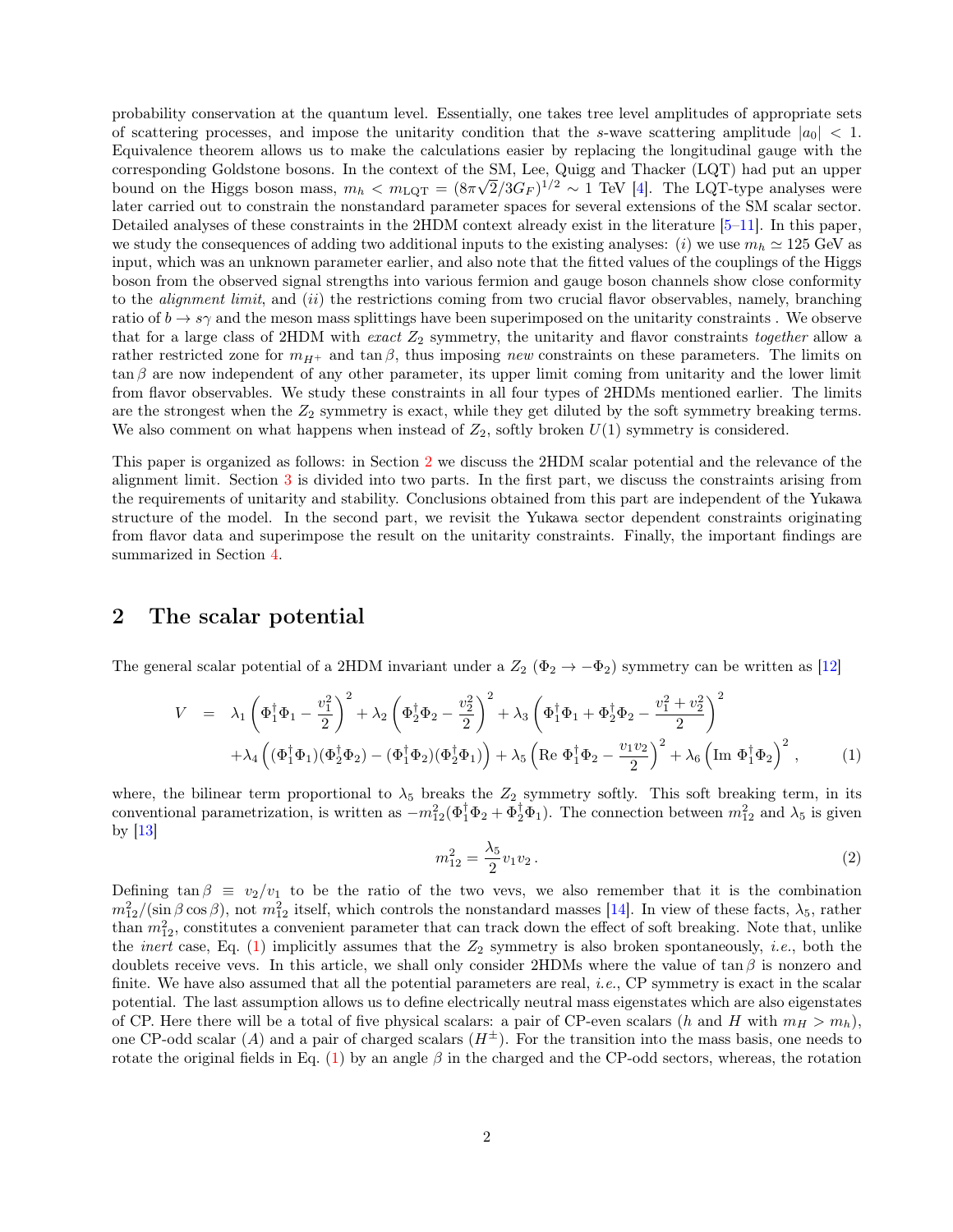probability conservation at the quantum level. Essentially, one takes tree level amplitudes of appropriate sets of scattering processes, and impose the unitarity condition that the $s$-wave scattering amplitude $|a_0| < 1$. Equivalence theorem allows us to make the calculations easier by replacing the longitudinal gauge with the corresponding Goldstone bosons. In the context of the SM, Lee, Quigg and Thacker (LQT) had put an upper bound on the Higgs boson mass, $m_h < m_{\rm LQT} = (8\pi\sqrt{2}/3G_F)^{1/2} \sim 1$ TeV [4]. The LQT-type analyses were later carried out to constrain the nonstandard parameter spaces for several extensions of the SM scalar sector. Detailed analyses of these constraints in the 2HDM context already exist in the literature [5–11]. In this paper, we study the consequences of adding two additional inputs to the existing analyses: (*i*) we use $m_h \simeq 125$ GeV as input, which was an unknown parameter earlier, and also note that the fitted values of the couplings of the Higgs boson from the observed signal strengths into various fermion and gauge boson channels show close conformity to the *alignment limit*, and (*ii*) the restrictions coming from two crucial flavor observables, namely, branching ratio of $b \to s\gamma$ and the meson mass splittings have been superimposed on the unitarity constraints . We observe that for a large class of 2HDM with *exact* $Z_2$ symmetry, the unitarity and flavor constraints *together* allow a rather restricted zone for $m_{H^+}$ and $\tan\beta$, thus imposing *new* constraints on these parameters. The limits on $\tan\beta$ are now independent of any other parameter, its upper limit coming from unitarity and the lower limit from flavor observables. We study these constraints in all four types of 2HDMs mentioned earlier. The limits are the strongest when the $Z_2$ symmetry is exact, while they get diluted by the soft symmetry breaking terms. We also comment on what happens when instead of $Z_2$, softly broken $U(1)$ symmetry is considered.

This paper is organized as follows: in Section 2 we discuss the 2HDM scalar potential and the relevance of the alignment limit. Section 3 is divided into two parts. In the first part, we discuss the constraints arising from the requirements of unitarity and stability. Conclusions obtained from this part are independent of the Yukawa structure of the model. In the second part, we revisit the Yukawa sector dependent constraints originating from flavor data and superimpose the result on the unitarity constraints. Finally, the important findings are summarized in Section 4.

## 2 The scalar potential

The general scalar potential of a 2HDM invariant under a $Z_2$ ($\Phi_2 \to -\Phi_2$) symmetry can be written as [12]

$$
\begin{aligned}
V &= \lambda_1 \left(\Phi_1^\dagger\Phi_1 - \frac{v_1^2}{2}\right)^2 + \lambda_2 \left(\Phi_2^\dagger\Phi_2 - \frac{v_2^2}{2}\right)^2 + \lambda_3 \left(\Phi_1^\dagger\Phi_1 + \Phi_2^\dagger\Phi_2 - \frac{v_1^2+v_2^2}{2}\right)^2 \\
&\quad + \lambda_4 \left((\Phi_1^\dagger\Phi_1)(\Phi_2^\dagger\Phi_2) - (\Phi_1^\dagger\Phi_2)(\Phi_2^\dagger\Phi_1)\right) + \lambda_5 \left({\rm Re}\ \Phi_1^\dagger\Phi_2 - \frac{v_1 v_2}{2}\right)^2 + \lambda_6 \left({\rm Im}\ \Phi_1^\dagger\Phi_2\right)^2 , \qquad (1)
\end{aligned}
$$

where, the bilinear term proportional to $\lambda_5$ breaks the $Z_2$ symmetry softly. This soft breaking term, in its conventional parametrization, is written as $-m_{12}^2(\Phi_1^\dagger\Phi_2 + \Phi_2^\dagger\Phi_1)$. The connection between $m_{12}^2$ and $\lambda_5$ is given by [13]

$$
m_{12}^2 = \frac{\lambda_5}{2} v_1 v_2 \, . \qquad (2)
$$

Defining $\tan\beta \equiv v_2/v_1$ to be the ratio of the two vevs, we also remember that it is the combination $m_{12}^2/(\sin\beta\cos\beta)$, not $m_{12}^2$ itself, which controls the nonstandard masses [14]. In view of these facts, $\lambda_5$, rather than $m_{12}^2$, constitutes a convenient parameter that can track down the effect of soft breaking. Note that, unlike the *inert* case, Eq. (1) implicitly assumes that the $Z_2$ symmetry is also broken spontaneously, *i.e.*, both the doublets receive vevs. In this article, we shall only consider 2HDMs where the value of $\tan\beta$ is nonzero and finite. We have also assumed that all the potential parameters are real, *i.e.*, CP symmetry is exact in the scalar potential. The last assumption allows us to define electrically neutral mass eigenstates which are also eigenstates of CP. Here there will be a total of five physical scalars: a pair of CP-even scalars ($h$ and $H$ with $m_H > m_h$), one CP-odd scalar ($A$) and a pair of charged scalars ($H^\pm$). For the transition into the mass basis, one needs to rotate the original fields in Eq. (1) by an angle $\beta$ in the charged and the CP-odd sectors, whereas, the rotation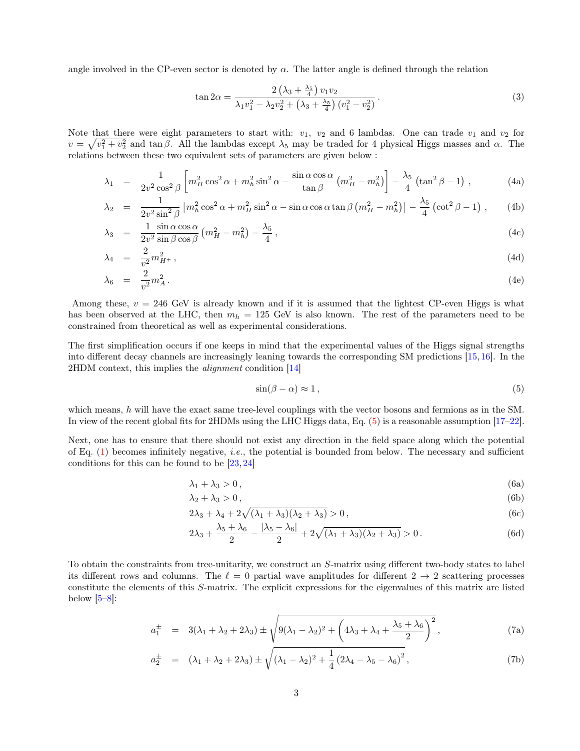angle involved in the CP-even sector is denoted by $\alpha$. The latter angle is defined through the relation

$$\tan 2\alpha = \frac{2\left(\lambda_3 + \frac{\lambda_5}{4}\right) v_1 v_2}{\lambda_1 v_1^2 - \lambda_2 v_2^2 + \left(\lambda_3 + \frac{\lambda_5}{4}\right)(v_1^2 - v_2^2)} \,. \tag{3}$$

Note that there were eight parameters to start with: $v_1$, $v_2$ and 6 lambdas. One can trade $v_1$ and $v_2$ for $v = \sqrt{v_1^2 + v_2^2}$ and $\tan\beta$. All the lambdas except $\lambda_5$ may be traded for 4 physical Higgs masses and $\alpha$. The relations between these two equivalent sets of parameters are given below :

$$\lambda_1 = \frac{1}{2v^2 \cos^2\beta}\left[m_H^2 \cos^2\alpha + m_h^2 \sin^2\alpha - \frac{\sin\alpha\cos\alpha}{\tan\beta}\left(m_H^2 - m_h^2\right)\right] - \frac{\lambda_5}{4}\left(\tan^2\beta - 1\right) , \tag{4a}$$

$$\lambda_2 = \frac{1}{2v^2 \sin^2\beta}\left[m_h^2 \cos^2\alpha + m_H^2 \sin^2\alpha - \sin\alpha\cos\alpha\tan\beta\left(m_H^2 - m_h^2\right)\right] - \frac{\lambda_5}{4}\left(\cot^2\beta - 1\right) , \tag{4b}$$

$$\lambda_3 = \frac{1}{2v^2}\frac{\sin\alpha\cos\alpha}{\sin\beta\cos\beta}\left(m_H^2 - m_h^2\right) - \frac{\lambda_5}{4} , \tag{4c}$$

$$\lambda_4 = \frac{2}{v^2} m_{H^+}^2 , \tag{4d}$$

$$\lambda_6 = \frac{2}{v^2} m_A^2 . \tag{4e}$$

Among these, $v = 246$ GeV is already known and if it is assumed that the lightest CP-even Higgs is what has been observed at the LHC, then $m_h = 125$ GeV is also known. The rest of the parameters need to be constrained from theoretical as well as experimental considerations.

The first simplification occurs if one keeps in mind that the experimental values of the Higgs signal strengths into different decay channels are increasingly leaning towards the corresponding SM predictions [15, 16]. In the 2HDM context, this implies the *alignment* condition [14]

$$\sin(\beta - \alpha) \approx 1 , \tag{5}$$

which means, $h$ will have the exact same tree-level couplings with the vector bosons and fermions as in the SM. In view of the recent global fits for 2HDMs using the LHC Higgs data, Eq. (5) is a reasonable assumption [17–22].

Next, one has to ensure that there should not exist any direction in the field space along which the potential of Eq. (1) becomes infinitely negative, *i.e.*, the potential is bounded from below. The necessary and sufficient conditions for this can be found to be [23, 24]

$$\lambda_1 + \lambda_3 > 0 , \tag{6a}$$

$$\lambda_2 + \lambda_3 > 0 , \tag{6b}$$

$$2\lambda_3 + \lambda_4 + 2\sqrt{(\lambda_1 + \lambda_3)(\lambda_2 + \lambda_3)} > 0 , \tag{6c}$$

$$2\lambda_3 + \frac{\lambda_5 + \lambda_6}{2} - \frac{|\lambda_5 - \lambda_6|}{2} + 2\sqrt{(\lambda_1 + \lambda_3)(\lambda_2 + \lambda_3)} > 0 . \tag{6d}$$

To obtain the constraints from tree-unitarity, we construct an $S$-matrix using different two-body states to label its different rows and columns. The $\ell = 0$ partial wave amplitudes for different $2 \to 2$ scattering processes constitute the elements of this $S$-matrix. The explicit expressions for the eigenvalues of this matrix are listed below [5–8]:

$$a_1^{\pm} = 3(\lambda_1 + \lambda_2 + 2\lambda_3) \pm \sqrt{9(\lambda_1 - \lambda_2)^2 + \left(4\lambda_3 + \lambda_4 + \frac{\lambda_5 + \lambda_6}{2}\right)^2} , \tag{7a}$$

$$a_2^{\pm} = (\lambda_1 + \lambda_2 + 2\lambda_3) \pm \sqrt{(\lambda_1 - \lambda_2)^2 + \frac{1}{4}\left(2\lambda_4 - \lambda_5 - \lambda_6\right)^2} , \tag{7b}$$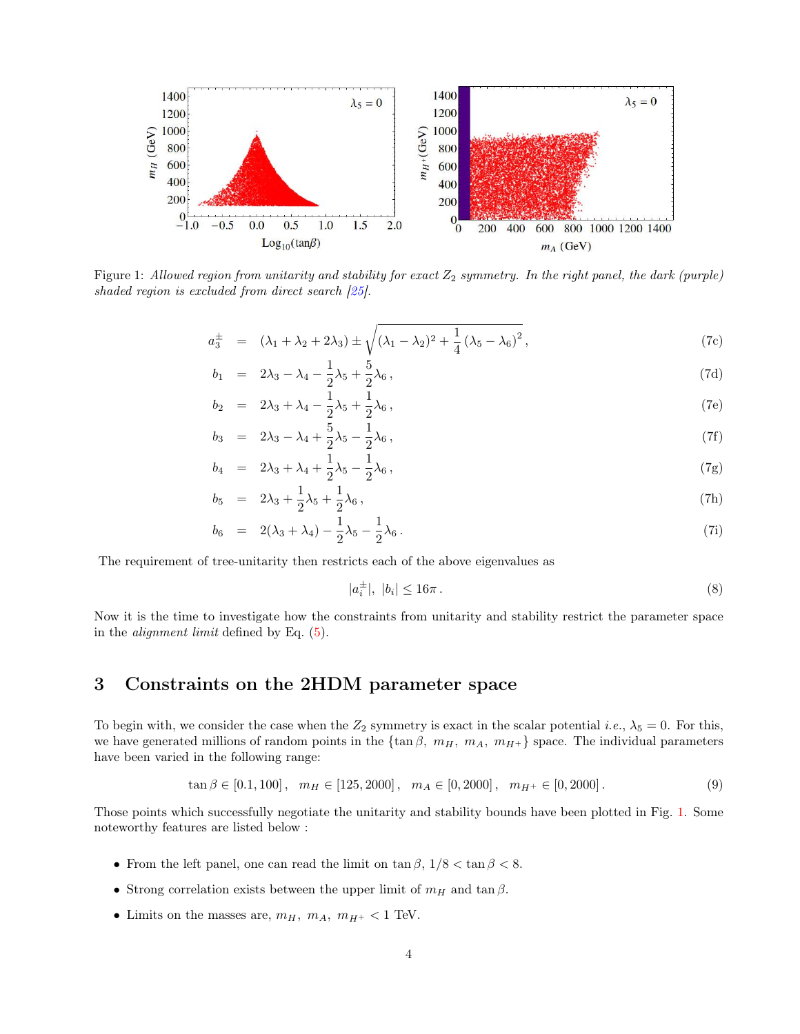Figure 1: *Allowed region from unitarity and stability for exact $Z_2$ symmetry. In the right panel, the dark (purple) shaded region is excluded from direct search [25].*

$$a_3^{\pm} = (\lambda_1 + \lambda_2 + 2\lambda_3) \pm \sqrt{(\lambda_1 - \lambda_2)^2 + \frac{1}{4}(\lambda_5 - \lambda_6)^2}\,, \tag{7c}$$

$$b_1 = 2\lambda_3 - \lambda_4 - \frac{1}{2}\lambda_5 + \frac{5}{2}\lambda_6\,, \tag{7d}$$

$$b_2 = 2\lambda_3 + \lambda_4 - \frac{1}{2}\lambda_5 + \frac{1}{2}\lambda_6\,, \tag{7e}$$

$$b_3 = 2\lambda_3 - \lambda_4 + \frac{5}{2}\lambda_5 - \frac{1}{2}\lambda_6\,, \tag{7f}$$

$$b_4 = 2\lambda_3 + \lambda_4 + \frac{1}{2}\lambda_5 - \frac{1}{2}\lambda_6\,, \tag{7g}$$

$$b_5 = 2\lambda_3 + \frac{1}{2}\lambda_5 + \frac{1}{2}\lambda_6\,, \tag{7h}$$

$$b_6 = 2(\lambda_3 + \lambda_4) - \frac{1}{2}\lambda_5 - \frac{1}{2}\lambda_6\,. \tag{7i}$$

The requirement of tree-unitarity then restricts each of the above eigenvalues as

$$|a_i^{\pm}|,\ |b_i| \leq 16\pi\,. \tag{8}$$

Now it is the time to investigate how the constraints from unitarity and stability restrict the parameter space in the *alignment limit* defined by Eq. (5).

# 3 Constraints on the 2HDM parameter space

To begin with, we consider the case when the $Z_2$ symmetry is exact in the scalar potential *i.e.*, $\lambda_5 = 0$. For this, we have generated millions of random points in the $\{\tan\beta,\ m_H,\ m_A,\ m_{H^+}\}$ space. The individual parameters have been varied in the following range:

$$\tan\beta \in [0.1, 100]\,, \quad m_H \in [125, 2000]\,, \quad m_A \in [0, 2000]\,, \quad m_{H^+} \in [0, 2000]\,. \tag{9}$$

Those points which successfully negotiate the unitarity and stability bounds have been plotted in Fig. 1. Some noteworthy features are listed below :

- From the left panel, one can read the limit on $\tan\beta$, $1/8 < \tan\beta < 8$.
- Strong correlation exists between the upper limit of $m_H$ and $\tan\beta$.
- Limits on the masses are, $m_H,\ m_A,\ m_{H^+} < 1$ TeV.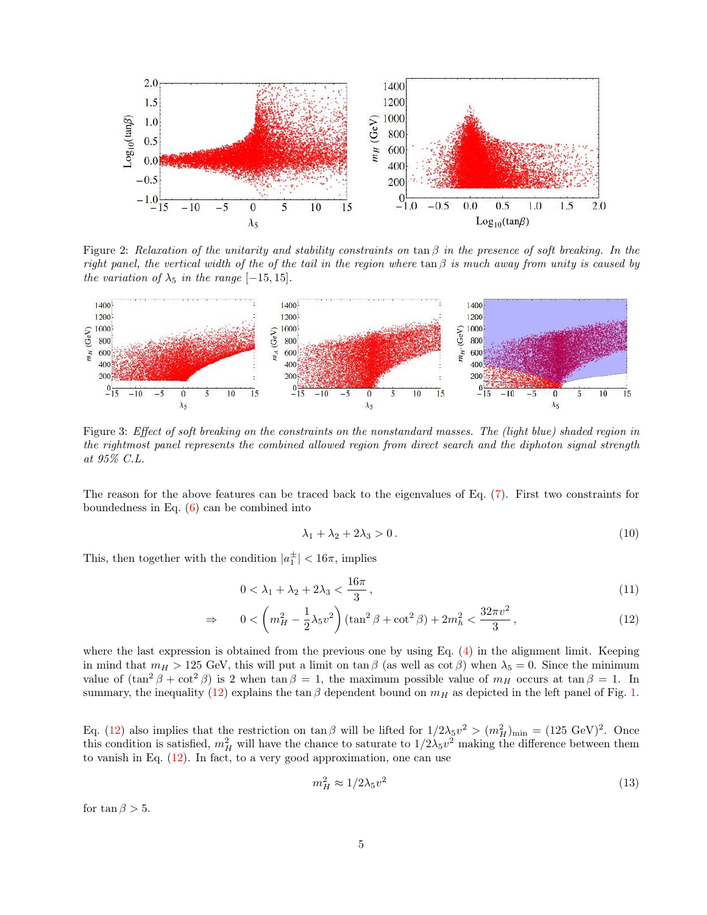Figure 2: *Relaxation of the unitarity and stability constraints on* $\tan\beta$ *in the presence of soft breaking. In the right panel, the vertical width of the of the tail in the region where* $\tan\beta$ *is much away from unity is caused by the variation of* $\lambda_5$ *in the range* $[-15, 15]$.

Figure 3: *Effect of soft breaking on the constraints on the nonstandard masses. The (light blue) shaded region in the rightmost panel represents the combined allowed region from direct search and the diphoton signal strength at 95% C.L.*

The reason for the above features can be traced back to the eigenvalues of Eq. (7). First two constraints for boundedness in Eq. (6) can be combined into

$$\lambda_1 + \lambda_2 + 2\lambda_3 > 0 \,. \tag{10}$$

This, then together with the condition $|a_1^{\pm}| < 16\pi$, implies

$$0 < \lambda_1 + \lambda_2 + 2\lambda_3 < \frac{16\pi}{3} \,, \tag{11}$$

$$\Rightarrow \quad 0 < \left(m_H^2 - \frac{1}{2}\lambda_5 v^2\right)(\tan^2\beta + \cot^2\beta) + 2m_h^2 < \frac{32\pi v^2}{3} \,, \tag{12}$$

where the last expression is obtained from the previous one by using Eq. (4) in the alignment limit. Keeping in mind that $m_H > 125$ GeV, this will put a limit on $\tan\beta$ (as well as $\cot\beta$) when $\lambda_5 = 0$. Since the minimum value of $(\tan^2\beta + \cot^2\beta)$ is 2 when $\tan\beta = 1$, the maximum possible value of $m_H$ occurs at $\tan\beta = 1$. In summary, the inequality (12) explains the $\tan\beta$ dependent bound on $m_H$ as depicted in the left panel of Fig. 1.

Eq. (12) also implies that the restriction on $\tan\beta$ will be lifted for $1/2\lambda_5 v^2 > (m_H^2)_{\rm min} = (125~{\rm GeV})^2$. Once this condition is satisfied, $m_H^2$ will have the chance to saturate to $1/2\lambda_5 v^2$ making the difference between them to vanish in Eq. (12). In fact, to a very good approximation, one can use

$$m_H^2 \approx 1/2\lambda_5 v^2 \tag{13}$$

for $\tan\beta > 5$.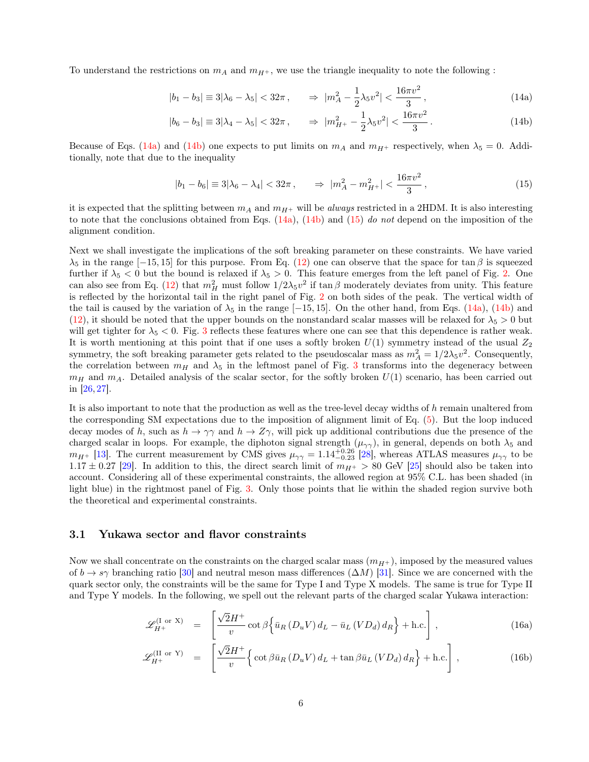To understand the restrictions on $m_A$ and $m_{H^+}$, we use the triangle inequality to note the following :

$$
|b_1 - b_3| \equiv 3|\lambda_6 - \lambda_5| < 32\pi \,, \qquad \Rightarrow \; |m_A^2 - \frac{1}{2}\lambda_5 v^2| < \frac{16\pi v^2}{3} \,, \tag{14a}
$$

$$
|b_6 - b_3| \equiv 3|\lambda_4 - \lambda_5| < 32\pi \,, \qquad \Rightarrow \; |m_{H^+}^2 - \frac{1}{2}\lambda_5 v^2| < \frac{16\pi v^2}{3} \,. \tag{14b}
$$

Because of Eqs. (14a) and (14b) one expects to put limits on $m_A$ and $m_{H^+}$ respectively, when $\lambda_5 = 0$. Additionally, note that due to the inequality

$$
|b_1 - b_6| \equiv 3|\lambda_6 - \lambda_4| < 32\pi \,, \qquad \Rightarrow \; |m_A^2 - m_{H^+}^2| < \frac{16\pi v^2}{3} \,, \tag{15}
$$

it is expected that the splitting between $m_A$ and $m_{H^+}$ will be *always* restricted in a 2HDM. It is also interesting to note that the conclusions obtained from Eqs. (14a), (14b) and (15) *do not* depend on the imposition of the alignment condition.

Next we shall investigate the implications of the soft breaking parameter on these constraints. We have varied $\lambda_5$ in the range $[-15, 15]$ for this purpose. From Eq. (12) one can observe that the space for $\tan\beta$ is squeezed further if $\lambda_5 < 0$ but the bound is relaxed if $\lambda_5 > 0$. This feature emerges from the left panel of Fig. 2. One can also see from Eq. (12) that $m_H^2$ must follow $1/2\lambda_5 v^2$ if $\tan\beta$ moderately deviates from unity. This feature is reflected by the horizontal tail in the right panel of Fig. 2 on both sides of the peak. The vertical width of the tail is caused by the variation of $\lambda_5$ in the range $[-15, 15]$. On the other hand, from Eqs. (14a), (14b) and (12), it should be noted that the upper bounds on the nonstandard scalar masses will be relaxed for $\lambda_5 > 0$ but will get tighter for $\lambda_5 < 0$. Fig. 3 reflects these features where one can see that this dependence is rather weak. It is worth mentioning at this point that if one uses a softly broken $U(1)$ symmetry instead of the usual $Z_2$ symmetry, the soft breaking parameter gets related to the pseudoscalar mass as $m_A^2 = 1/2\lambda_5 v^2$. Consequently, the correlation between $m_H$ and $\lambda_5$ in the leftmost panel of Fig. 3 transforms into the degeneracy between $m_H$ and $m_A$. Detailed analysis of the scalar sector, for the softly broken $U(1)$ scenario, has been carried out in [26, 27].

It is also important to note that the production as well as the tree-level decay widths of $h$ remain unaltered from the corresponding SM expectations due to the imposition of alignment limit of Eq. (5). But the loop induced decay modes of $h$, such as $h \to \gamma\gamma$ and $h \to Z\gamma$, will pick up additional contributions due the presence of the charged scalar in loops. For example, the diphoton signal strength ($\mu_{\gamma\gamma}$), in general, depends on both $\lambda_5$ and $m_{H^+}$ [13]. The current measurement by CMS gives $\mu_{\gamma\gamma} = 1.14^{+0.26}_{-0.23}$ [28], whereas ATLAS measures $\mu_{\gamma\gamma}$ to be $1.17 \pm 0.27$ [29]. In addition to this, the direct search limit of $m_{H^+} > 80$ GeV [25] should also be taken into account. Considering all of these experimental constraints, the allowed region at 95% C.L. has been shaded (in light blue) in the rightmost panel of Fig. 3. Only those points that lie within the shaded region survive both the theoretical and experimental constraints.

### 3.1 Yukawa sector and flavor constraints

Now we shall concentrate on the constraints on the charged scalar mass ($m_{H^+}$), imposed by the measured values of $b \to s\gamma$ branching ratio [30] and neutral meson mass differences ($\Delta M$) [31]. Since we are concerned with the quark sector only, the constraints will be the same for Type I and Type X models. The same is true for Type II and Type Y models. In the following, we spell out the relevant parts of the charged scalar Yukawa interaction:

$$
\mathscr{L}_{H^+}^{(\text{I or X})} = \left[ \frac{\sqrt{2}H^+}{v} \cot\beta \Big\{ \bar{u}_R \left(D_u V\right) d_L - \bar{u}_L \left(V D_d\right) d_R \Big\} + \text{h.c.} \right] , \tag{16a}
$$

$$
\mathscr{L}_{H^+}^{(\text{II or Y})} = \left[ \frac{\sqrt{2}H^+}{v} \Big\{ \cot\beta \, \bar{u}_R \left(D_u V\right) d_L + \tan\beta \, \bar{u}_L \left(V D_d\right) d_R \Big\} + \text{h.c.} \right] , \tag{16b}
$$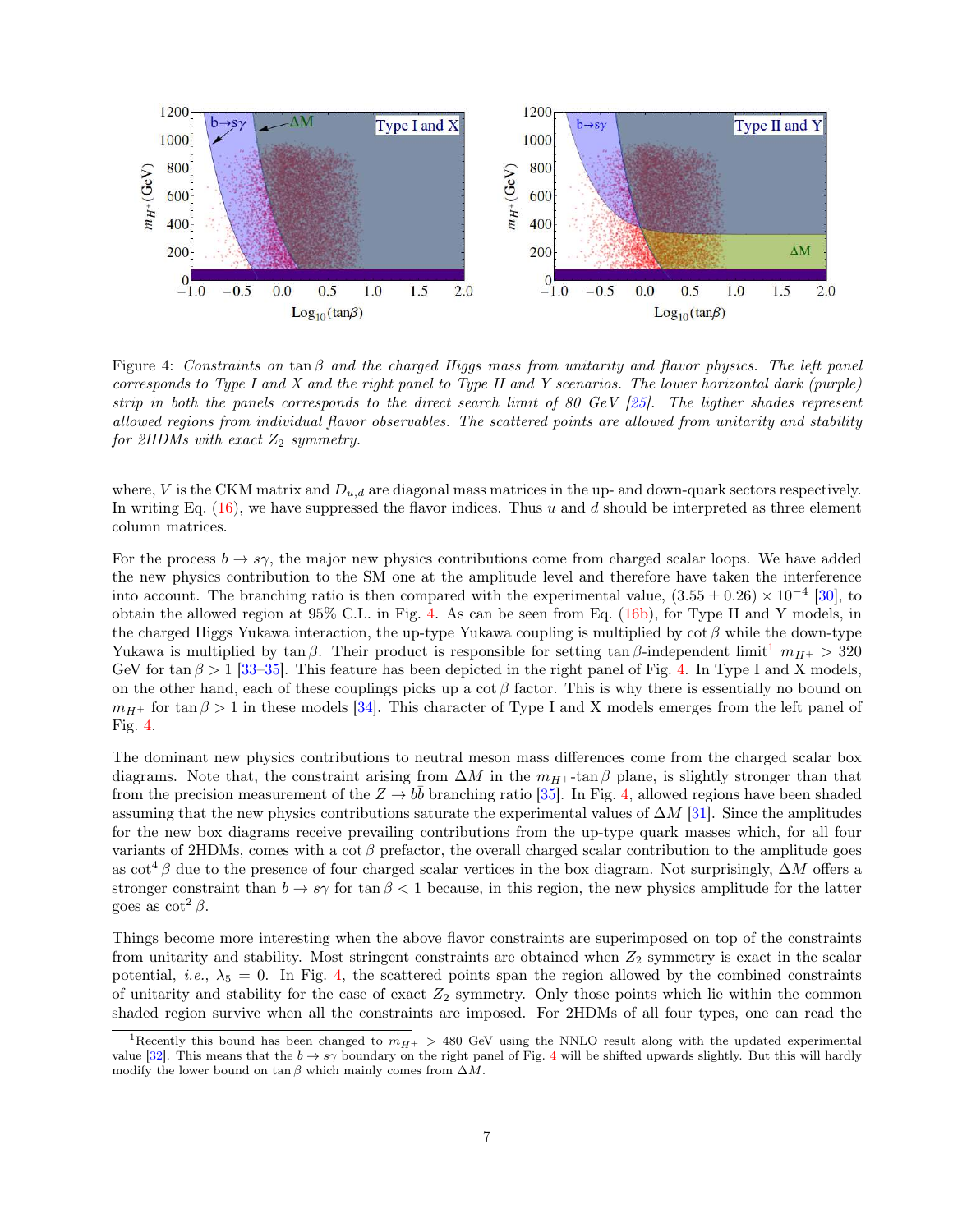Figure 4: *Constraints on* $\tan\beta$ *and the charged Higgs mass from unitarity and flavor physics. The left panel corresponds to Type I and X and the right panel to Type II and Y scenarios. The lower horizontal dark (purple) strip in both the panels corresponds to the direct search limit of 80 GeV [25]. The ligther shades represent allowed regions from individual flavor observables. The scattered points are allowed from unitarity and stability for 2HDMs with exact* $Z_2$ *symmetry.*

where, $V$ is the CKM matrix and $D_{u,d}$ are diagonal mass matrices in the up- and down-quark sectors respectively. In writing Eq. (16), we have suppressed the flavor indices. Thus $u$ and $d$ should be interpreted as three element column matrices.

For the process $b \to s\gamma$, the major new physics contributions come from charged scalar loops. We have added the new physics contribution to the SM one at the amplitude level and therefore have taken the interference into account. The branching ratio is then compared with the experimental value, $(3.55 \pm 0.26) \times 10^{-4}$ [30], to obtain the allowed region at 95% C.L. in Fig. 4. As can be seen from Eq. (16b), for Type II and Y models, in the charged Higgs Yukawa interaction, the up-type Yukawa coupling is multiplied by $\cot\beta$ while the down-type Yukawa is multiplied by $\tan\beta$. Their product is responsible for setting $\tan\beta$-independent limit[1] $m_{H^+} > 320$ GeV for $\tan\beta > 1$ [33–35]. This feature has been depicted in the right panel of Fig. 4. In Type I and X models, on the other hand, each of these couplings picks up a $\cot\beta$ factor. This is why there is essentially no bound on $m_{H^+}$ for $\tan\beta > 1$ in these models [34]. This character of Type I and X models emerges from the left panel of Fig. 4.

The dominant new physics contributions to neutral meson mass differences come from the charged scalar box diagrams. Note that, the constraint arising from $\Delta M$ in the $m_{H^+}$-$\tan\beta$ plane, is slightly stronger than that from the precision measurement of the $Z \to b\bar{b}$ branching ratio [35]. In Fig. 4, allowed regions have been shaded assuming that the new physics contributions saturate the experimental values of $\Delta M$ [31]. Since the amplitudes for the new box diagrams receive prevailing contributions from the up-type quark masses which, for all four variants of 2HDMs, comes with a $\cot\beta$ prefactor, the overall charged scalar contribution to the amplitude goes as $\cot^4\beta$ due to the presence of four charged scalar vertices in the box diagram. Not surprisingly, $\Delta M$ offers a stronger constraint than $b \to s\gamma$ for $\tan\beta < 1$ because, in this region, the new physics amplitude for the latter goes as $\cot^2\beta$.

Things become more interesting when the above flavor constraints are superimposed on top of the constraints from unitarity and stability. Most stringent constraints are obtained when $Z_2$ symmetry is exact in the scalar potential, *i.e.*, $\lambda_5 = 0$. In Fig. 4, the scattered points span the region allowed by the combined constraints of unitarity and stability for the case of exact $Z_2$ symmetry. Only those points which lie within the common shaded region survive when all the constraints are imposed. For 2HDMs of all four types, one can read the

[1] Recently this bound has been changed to $m_{H^+} > 480$ GeV using the NNLO result along with the updated experimental value [32]. This means that the $b \to s\gamma$ boundary on the right panel of Fig. 4 will be shifted upwards slightly. But this will hardly modify the lower bound on $\tan\beta$ which mainly comes from $\Delta M$.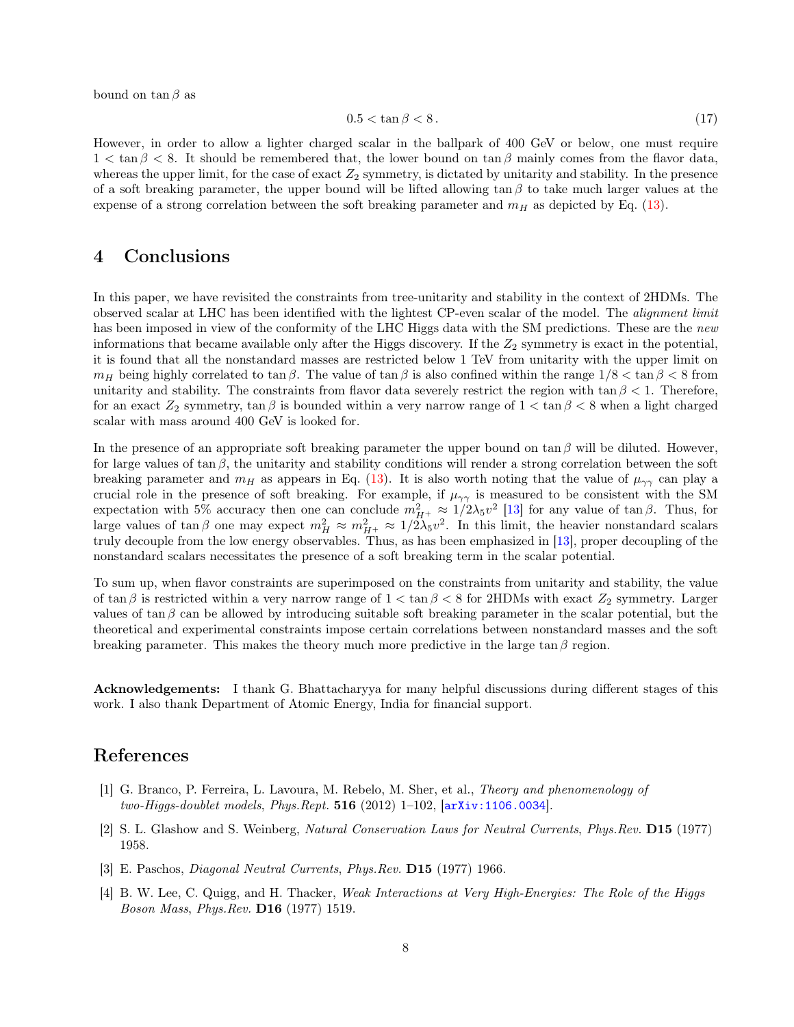bound on $\tan\beta$ as

$$0.5 < \tan\beta < 8\,. \tag{17}$$

However, in order to allow a lighter charged scalar in the ballpark of 400 GeV or below, one must require $1 < \tan\beta < 8$. It should be remembered that, the lower bound on $\tan\beta$ mainly comes from the flavor data, whereas the upper limit, for the case of exact $Z_2$ symmetry, is dictated by unitarity and stability. In the presence of a soft breaking parameter, the upper bound will be lifted allowing $\tan\beta$ to take much larger values at the expense of a strong correlation between the soft breaking parameter and $m_H$ as depicted by Eq. (13).

## 4 Conclusions

In this paper, we have revisited the constraints from tree-unitarity and stability in the context of 2HDMs. The observed scalar at LHC has been identified with the lightest CP-even scalar of the model. The *alignment limit* has been imposed in view of the conformity of the LHC Higgs data with the SM predictions. These are the *new* informations that became available only after the Higgs discovery. If the $Z_2$ symmetry is exact in the potential, it is found that all the nonstandard masses are restricted below 1 TeV from unitarity with the upper limit on $m_H$ being highly correlated to $\tan\beta$. The value of $\tan\beta$ is also confined within the range $1/8 < \tan\beta < 8$ from unitarity and stability. The constraints from flavor data severely restrict the region with $\tan\beta < 1$. Therefore, for an exact $Z_2$ symmetry, $\tan\beta$ is bounded within a very narrow range of $1 < \tan\beta < 8$ when a light charged scalar with mass around 400 GeV is looked for.

In the presence of an appropriate soft breaking parameter the upper bound on $\tan\beta$ will be diluted. However, for large values of $\tan\beta$, the unitarity and stability conditions will render a strong correlation between the soft breaking parameter and $m_H$ as appears in Eq. (13). It is also worth noting that the value of $\mu_{\gamma\gamma}$ can play a crucial role in the presence of soft breaking. For example, if $\mu_{\gamma\gamma}$ is measured to be consistent with the SM expectation with 5% accuracy then one can conclude $m_{H^+}^2 \approx 1/2\lambda_5 v^2$ [13] for any value of $\tan\beta$. Thus, for large values of $\tan\beta$ one may expect $m_H^2 \approx m_{H^+}^2 \approx 1/2\lambda_5 v^2$. In this limit, the heavier nonstandard scalars truly decouple from the low energy observables. Thus, as has been emphasized in [13], proper decoupling of the nonstandard scalars necessitates the presence of a soft breaking term in the scalar potential.

To sum up, when flavor constraints are superimposed on the constraints from unitarity and stability, the value of $\tan\beta$ is restricted within a very narrow range of $1 < \tan\beta < 8$ for 2HDMs with exact $Z_2$ symmetry. Larger values of $\tan\beta$ can be allowed by introducing suitable soft breaking parameter in the scalar potential, but the theoretical and experimental constraints impose certain correlations between nonstandard masses and the soft breaking parameter. This makes the theory much more predictive in the large $\tan\beta$ region.

**Acknowledgements:** I thank G. Bhattacharyya for many helpful discussions during different stages of this work. I also thank Department of Atomic Energy, India for financial support.

## References

[1] G. Branco, P. Ferreira, L. Lavoura, M. Rebelo, M. Sher, et al., *Theory and phenomenology of two-Higgs-doublet models*, *Phys.Rept.* **516** (2012) 1–102, [arXiv:1106.0034].

[2] S. L. Glashow and S. Weinberg, *Natural Conservation Laws for Neutral Currents*, *Phys.Rev.* **D15** (1977) 1958.

[3] E. Paschos, *Diagonal Neutral Currents*, *Phys.Rev.* **D15** (1977) 1966.

[4] B. W. Lee, C. Quigg, and H. Thacker, *Weak Interactions at Very High-Energies: The Role of the Higgs Boson Mass*, *Phys.Rev.* **D16** (1977) 1519.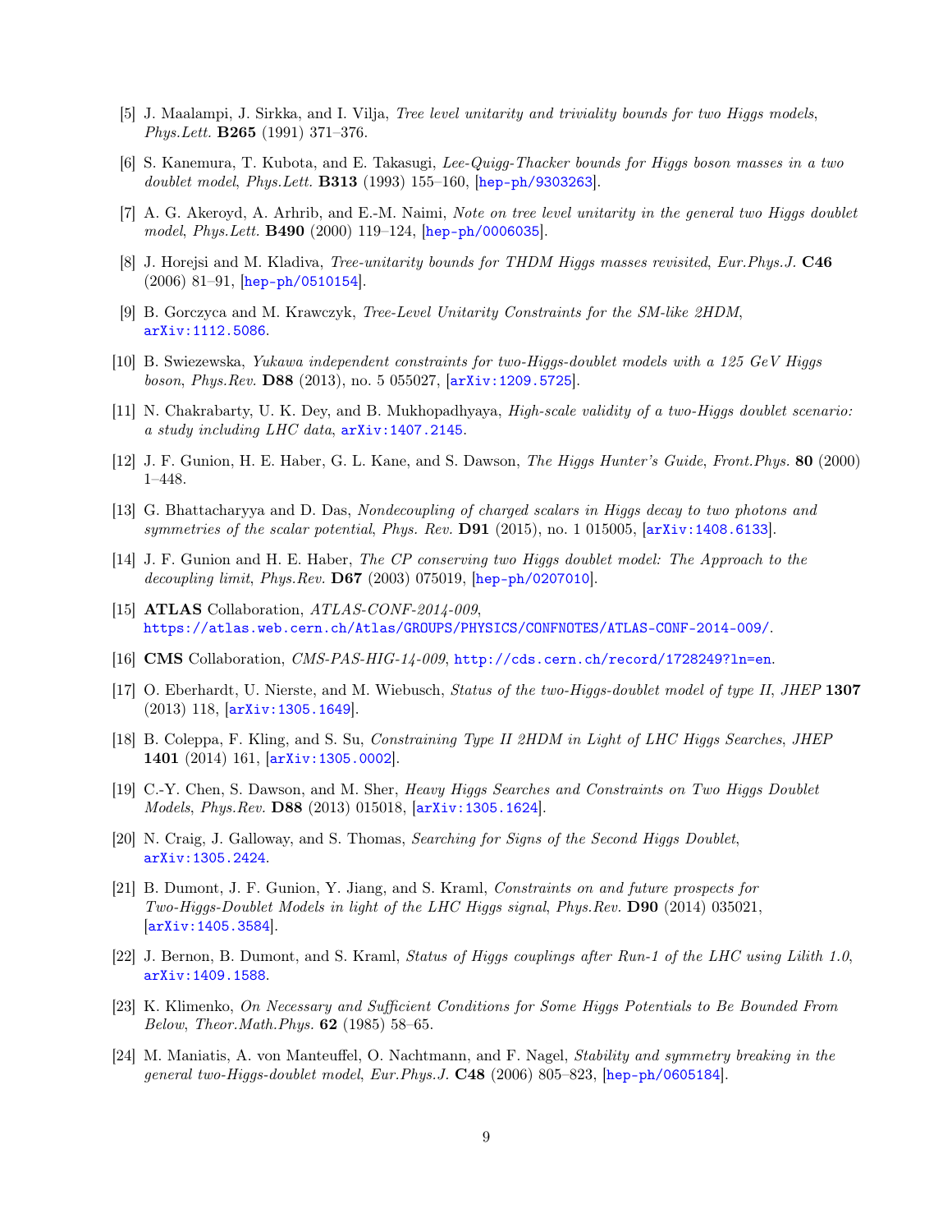[5] J. Maalampi, J. Sirkka, and I. Vilja, *Tree level unitarity and triviality bounds for two Higgs models*, *Phys.Lett.* **B265** (1991) 371–376.

[6] S. Kanemura, T. Kubota, and E. Takasugi, *Lee-Quigg-Thacker bounds for Higgs boson masses in a two doublet model*, *Phys.Lett.* **B313** (1993) 155–160, [hep-ph/9303263].

[7] A. G. Akeroyd, A. Arhrib, and E.-M. Naimi, *Note on tree level unitarity in the general two Higgs doublet model*, *Phys.Lett.* **B490** (2000) 119–124, [hep-ph/0006035].

[8] J. Horejsi and M. Kladiva, *Tree-unitarity bounds for THDM Higgs masses revisited*, *Eur.Phys.J.* **C46** (2006) 81–91, [hep-ph/0510154].

[9] B. Gorczyca and M. Krawczyk, *Tree-Level Unitarity Constraints for the SM-like 2HDM*, arXiv:1112.5086.

[10] B. Swiezewska, *Yukawa independent constraints for two-Higgs-doublet models with a 125 GeV Higgs boson*, *Phys.Rev.* **D88** (2013), no. 5 055027, [arXiv:1209.5725].

[11] N. Chakrabarty, U. K. Dey, and B. Mukhopadhyaya, *High-scale validity of a two-Higgs doublet scenario: a study including LHC data*, arXiv:1407.2145.

[12] J. F. Gunion, H. E. Haber, G. L. Kane, and S. Dawson, *The Higgs Hunter's Guide*, *Front.Phys.* **80** (2000) 1–448.

[13] G. Bhattacharyya and D. Das, *Nondecoupling of charged scalars in Higgs decay to two photons and symmetries of the scalar potential*, *Phys. Rev.* **D91** (2015), no. 1 015005, [arXiv:1408.6133].

[14] J. F. Gunion and H. E. Haber, *The CP conserving two Higgs doublet model: The Approach to the decoupling limit*, *Phys.Rev.* **D67** (2003) 075019, [hep-ph/0207010].

[15] **ATLAS** Collaboration, *ATLAS-CONF-2014-009*, https://atlas.web.cern.ch/Atlas/GROUPS/PHYSICS/CONFNOTES/ATLAS-CONF-2014-009/.

[16] **CMS** Collaboration, *CMS-PAS-HIG-14-009*, http://cds.cern.ch/record/1728249?ln=en.

[17] O. Eberhardt, U. Nierste, and M. Wiebusch, *Status of the two-Higgs-doublet model of type II*, *JHEP* **1307** (2013) 118, [arXiv:1305.1649].

[18] B. Coleppa, F. Kling, and S. Su, *Constraining Type II 2HDM in Light of LHC Higgs Searches*, *JHEP* **1401** (2014) 161, [arXiv:1305.0002].

[19] C.-Y. Chen, S. Dawson, and M. Sher, *Heavy Higgs Searches and Constraints on Two Higgs Doublet Models*, *Phys.Rev.* **D88** (2013) 015018, [arXiv:1305.1624].

[20] N. Craig, J. Galloway, and S. Thomas, *Searching for Signs of the Second Higgs Doublet*, arXiv:1305.2424.

[21] B. Dumont, J. F. Gunion, Y. Jiang, and S. Kraml, *Constraints on and future prospects for Two-Higgs-Doublet Models in light of the LHC Higgs signal*, *Phys.Rev.* **D90** (2014) 035021, [arXiv:1405.3584].

[22] J. Bernon, B. Dumont, and S. Kraml, *Status of Higgs couplings after Run-1 of the LHC using Lilith 1.0*, arXiv:1409.1588.

[23] K. Klimenko, *On Necessary and Sufficient Conditions for Some Higgs Potentials to Be Bounded From Below*, *Theor.Math.Phys.* **62** (1985) 58–65.

[24] M. Maniatis, A. von Manteuffel, O. Nachtmann, and F. Nagel, *Stability and symmetry breaking in the general two-Higgs-doublet model*, *Eur.Phys.J.* **C48** (2006) 805–823, [hep-ph/0605184].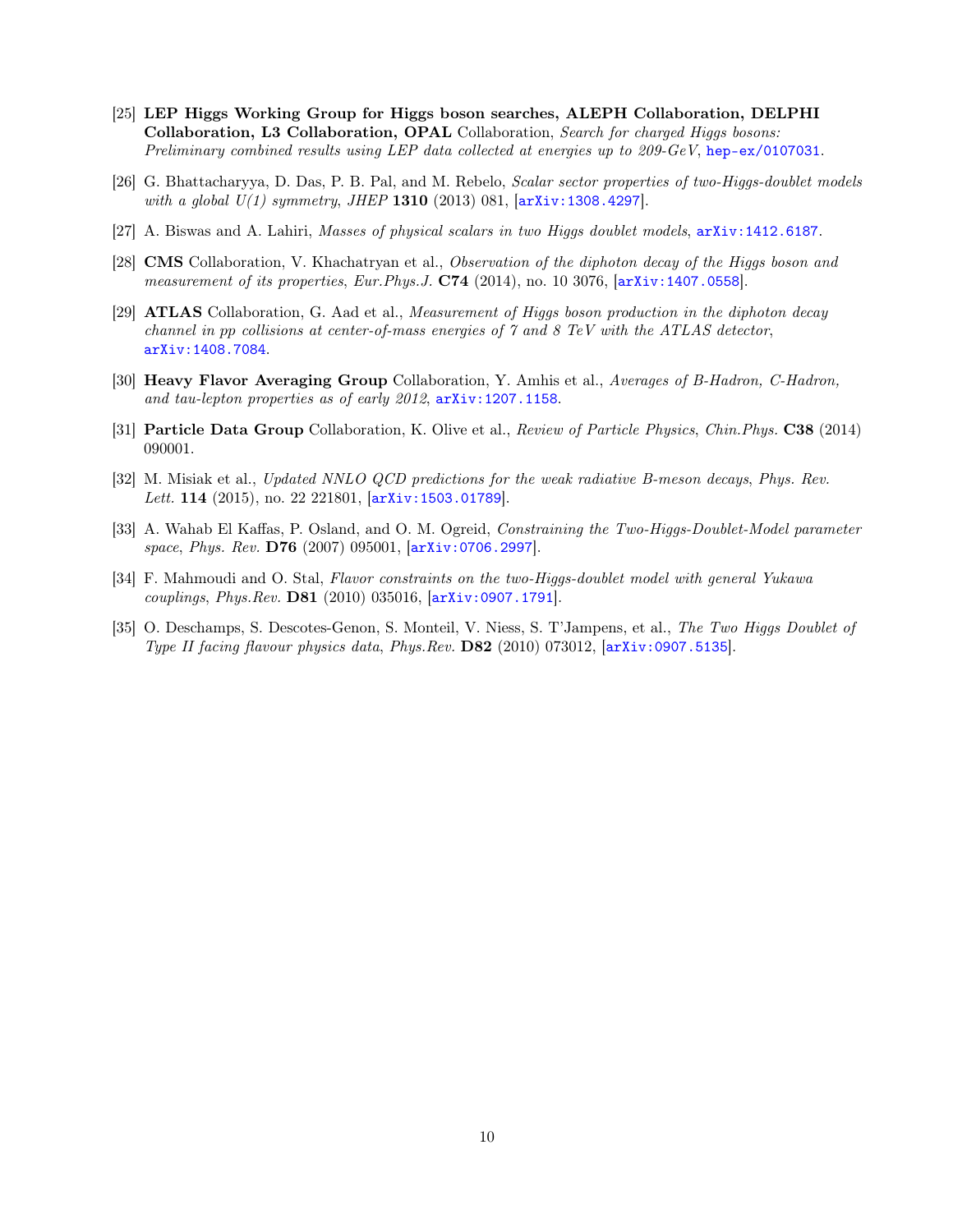[25] **LEP Higgs Working Group for Higgs boson searches, ALEPH Collaboration, DELPHI Collaboration, L3 Collaboration, OPAL** Collaboration, *Search for charged Higgs bosons: Preliminary combined results using LEP data collected at energies up to 209-GeV*, hep-ex/0107031.

[26] G. Bhattacharyya, D. Das, P. B. Pal, and M. Rebelo, *Scalar sector properties of two-Higgs-doublet models with a global U(1) symmetry*, *JHEP* **1310** (2013) 081, [arXiv:1308.4297].

[27] A. Biswas and A. Lahiri, *Masses of physical scalars in two Higgs doublet models*, arXiv:1412.6187.

[28] **CMS** Collaboration, V. Khachatryan et al., *Observation of the diphoton decay of the Higgs boson and measurement of its properties*, *Eur.Phys.J.* **C74** (2014), no. 10 3076, [arXiv:1407.0558].

[29] **ATLAS** Collaboration, G. Aad et al., *Measurement of Higgs boson production in the diphoton decay channel in pp collisions at center-of-mass energies of 7 and 8 TeV with the ATLAS detector*, arXiv:1408.7084.

[30] **Heavy Flavor Averaging Group** Collaboration, Y. Amhis et al., *Averages of B-Hadron, C-Hadron, and tau-lepton properties as of early 2012*, arXiv:1207.1158.

[31] **Particle Data Group** Collaboration, K. Olive et al., *Review of Particle Physics*, *Chin.Phys.* **C38** (2014) 090001.

[32] M. Misiak et al., *Updated NNLO QCD predictions for the weak radiative B-meson decays*, *Phys. Rev. Lett.* **114** (2015), no. 22 221801, [arXiv:1503.01789].

[33] A. Wahab El Kaffas, P. Osland, and O. M. Ogreid, *Constraining the Two-Higgs-Doublet-Model parameter space*, *Phys. Rev.* **D76** (2007) 095001, [arXiv:0706.2997].

[34] F. Mahmoudi and O. Stal, *Flavor constraints on the two-Higgs-doublet model with general Yukawa couplings*, *Phys.Rev.* **D81** (2010) 035016, [arXiv:0907.1791].

[35] O. Deschamps, S. Descotes-Genon, S. Monteil, V. Niess, S. T'Jampens, et al., *The Two Higgs Doublet of Type II facing flavour physics data*, *Phys.Rev.* **D82** (2010) 073012, [arXiv:0907.5135].